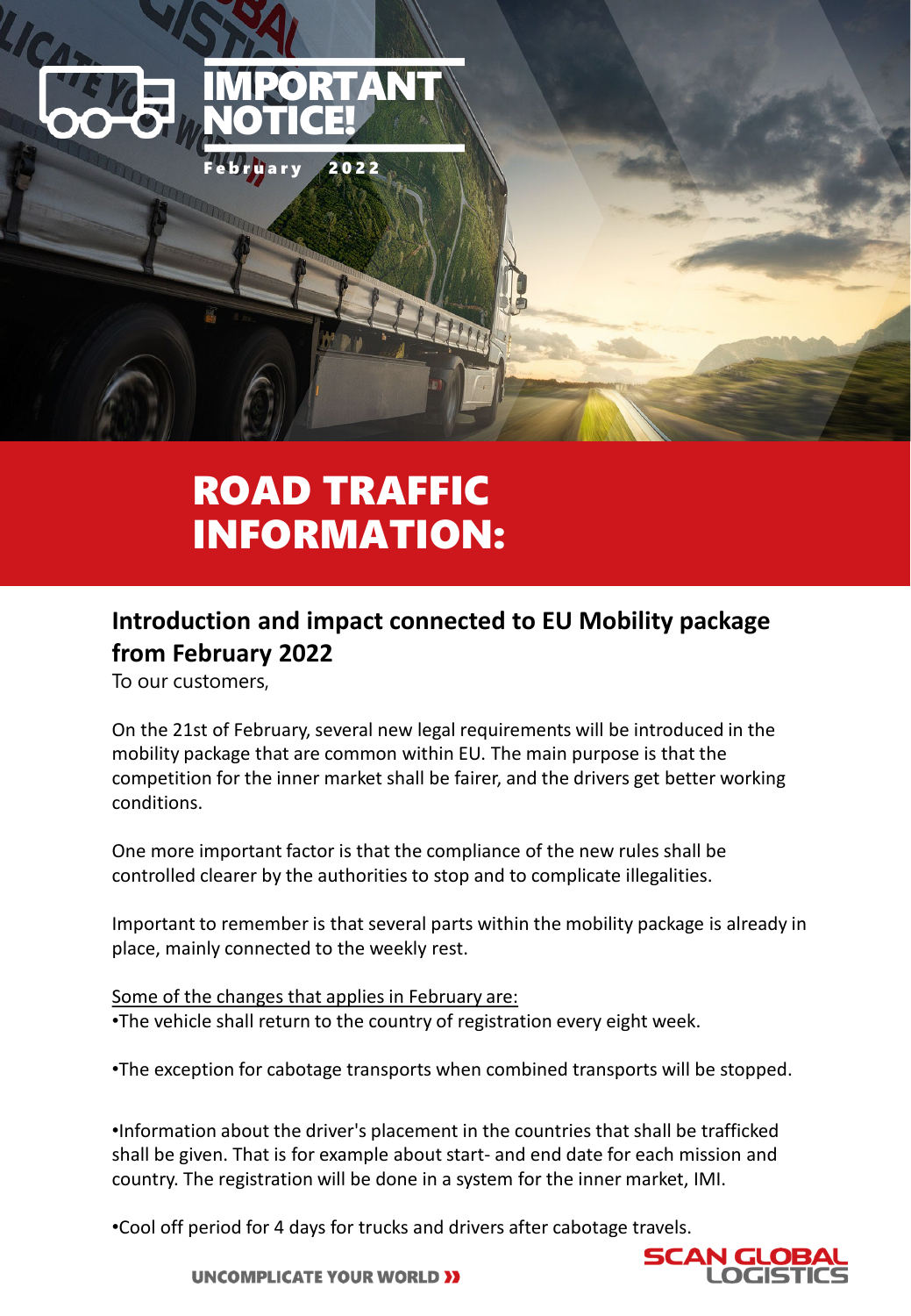# IMPORTANT NOTICE!

February 2022

# ROAD TRAFFIC INFORMATION:

## Introduction and impact connected to EU Mobility package from February 2022

To our customers,

On the 21st of February, several new legal requirements will be introduced in the mobility package that are common within EU. The main purpose is that the competition for the inner market shall be fairer, and the drivers get better working conditions.

One more important factor is that the compliance of the new rules shall be controlled clearer by the authorities to stop and to complicate illegalities.

Important to remember is that several parts within the mobility package is already in place, mainly connected to the weekly rest.

<u>Some of the changes that applies in February are:</u>

•The vehicle shall return to the country of registration every eight week.

•The exception for cabotage transports when combined transports will be stopped.

•Information about the driver's placement in the countries that shall be trafficked shall be given. That is for example about start- and end date for each mission and country. The registration will be done in a system for the inner market, IMI.

•Cool off period for 4 days for trucks and drivers after cabotage travels.

UNCOMPLICATE YOUR WORLD

SCAN GLOBAL LOGISTICS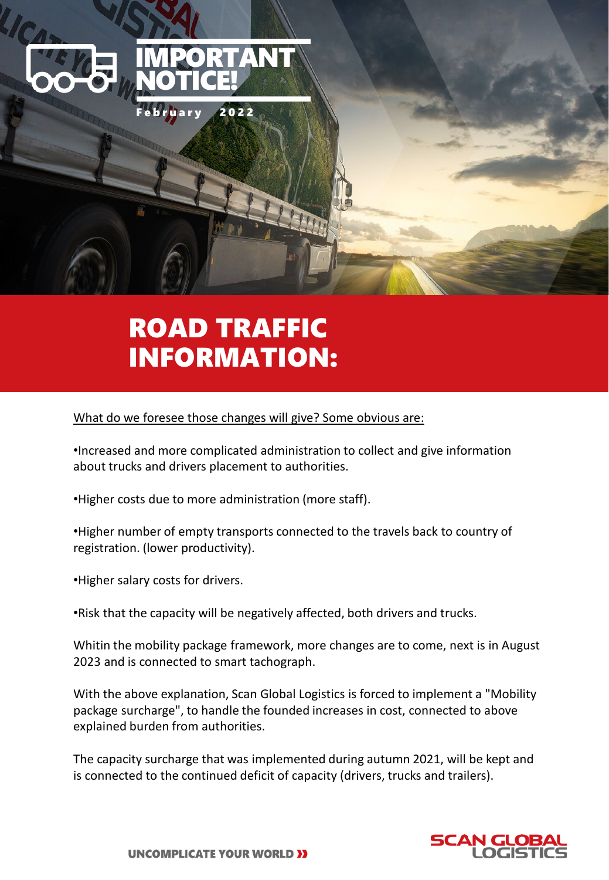# IMPORTANT NOTICE!

February 2022

## ROAD TRAFFIC INFORMATION:

<u>What do we foresee those changes will give? Some obvious are:</u>

•Increased and more complicated administration to collect and give information about trucks and drivers placement to authorities.

•Higher costs due to more administration (more staff).

•Higher number of empty transports connected to the travels back to country of registration. (lower productivity).

•Higher salary costs for drivers.

•Risk that the capacity will be negatively affected, both drivers and trucks.

Whitin the mobility package framework, more changes are to come, next is in August 2023 and is connected to smart tachograph.

With the above explanation, Scan Global Logistics is forced to implement a "Mobility package surcharge", to handle the founded increases in cost, connected to above explained burden from authorities.

The capacity surcharge that was implemented during autumn 2021, will be kept and is connected to the continued deficit of capacity (drivers, trucks and trailers).

UNCOMPLICATE YOUR WORLD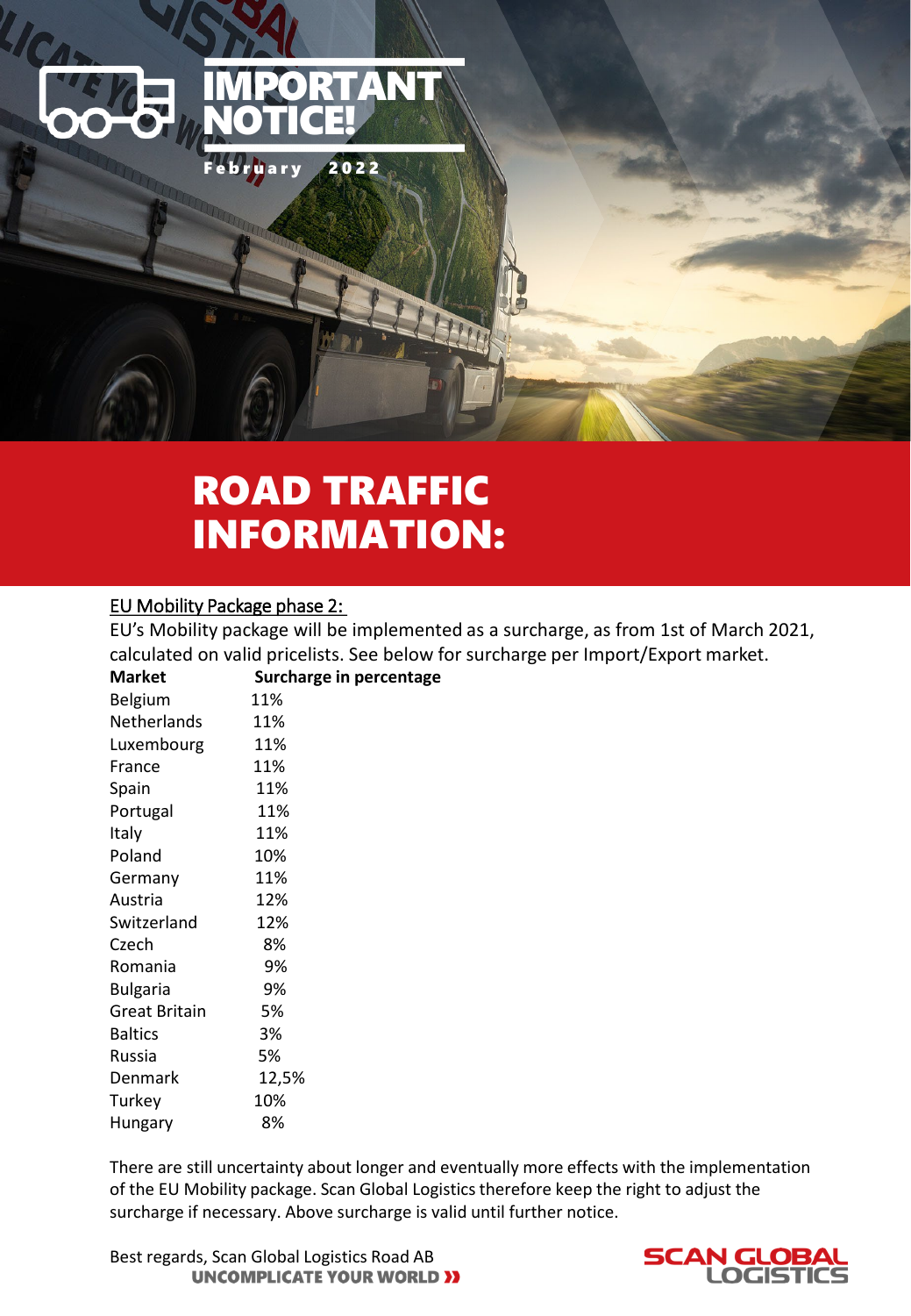# IMPORTANT NOTICE!

February 2022

# ROAD TRAFFIC INFORMATION:

EU Mobility Package phase 2:

EU's Mobility package will be implemented as a surcharge, as from 1st of March 2021, calculated on valid pricelists. See below for surcharge per Import/Export market.

| Market | Surcharge in percentage |
|---|---|
| Belgium | 11% |
| Netherlands | 11% |
| Luxembourg | 11% |
| France | 11% |
| Spain | 11% |
| Portugal | 11% |
| Italy | 11% |
| Poland | 10% |
| Germany | 11% |
| Austria | 12% |
| Switzerland | 12% |
| Czech | 8% |
| Romania | 9% |
| Bulgaria | 9% |
| Great Britain | 5% |
| Baltics | 3% |
| Russia | 5% |
| Denmark | 12,5% |
| Turkey | 10% |
| Hungary | 8% |

There are still uncertainty about longer and eventually more effects with the implementation of the EU Mobility package. Scan Global Logistics therefore keep the right to adjust the surcharge if necessary. Above surcharge is valid until further notice.

Best regards, Scan Global Logistics Road AB

UNCOMPLICATE YOUR WORLD

SCAN GLOBAL LOGISTICS